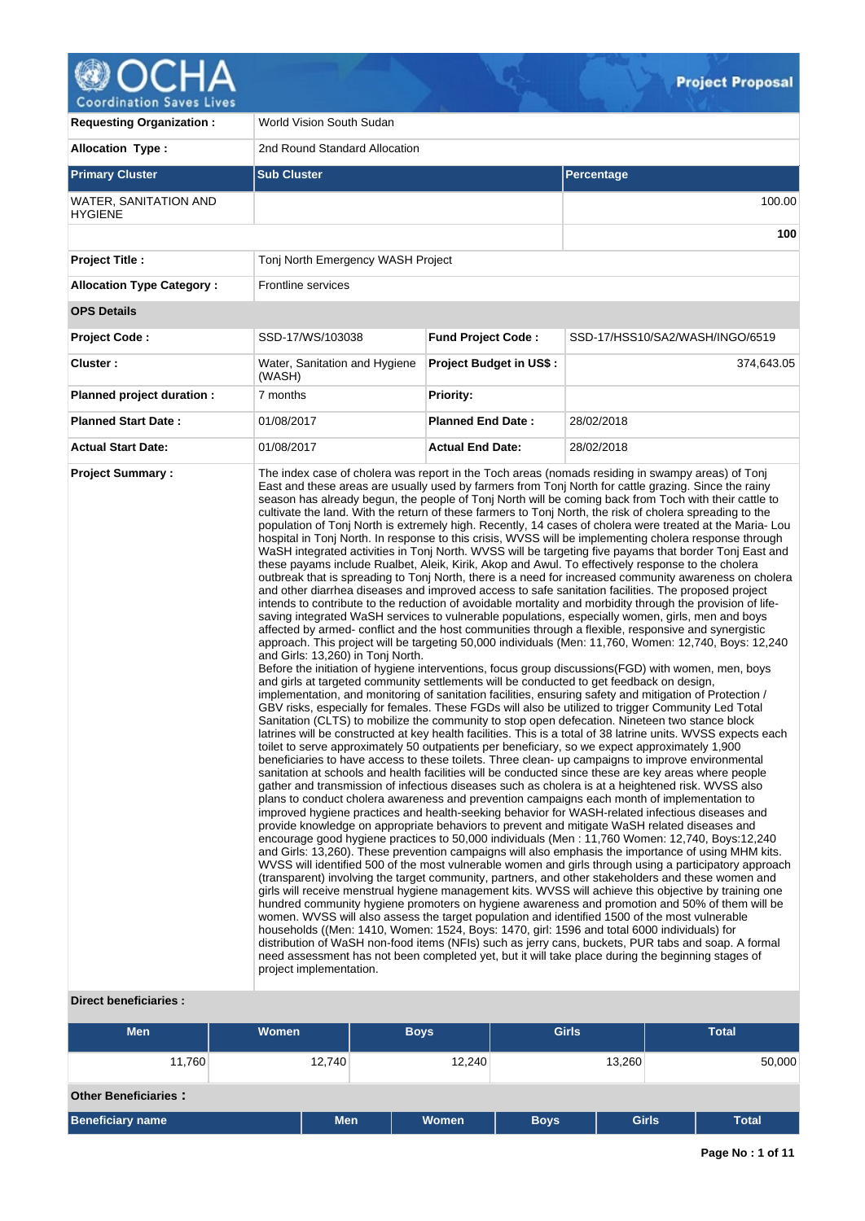**Project Proposal**

| | | | |
|---|---|---|---|
| **Requesting Organization :** | World Vision South Sudan | | |
| **Allocation Type :** | 2nd Round Standard Allocation | | |

| Primary Cluster | Sub Cluster | Percentage |
|---|---|---|
| WATER, SANITATION AND HYGIENE | | 100.00 |
| | | **100** |

| | | | |
|---|---|---|---|
| **Project Title :** | Tonj North Emergency WASH Project | | |
| **Allocation Type Category :** | Frontline services | | |

**OPS Details**

| | | | |
|---|---|---|---|
| **Project Code :** | SSD-17/WS/103038 | **Fund Project Code :** | SSD-17/HSS10/SA2/WASH/INGO/6519 |
| **Cluster :** | Water, Sanitation and Hygiene (WASH) | **Project Budget in US$ :** | 374,643.05 |
| **Planned project duration :** | 7 months | **Priority:** | |
| **Planned Start Date :** | 01/08/2017 | **Planned End Date :** | 28/02/2018 |
| **Actual Start Date:** | 01/08/2017 | **Actual End Date:** | 28/02/2018 |

**Project Summary :**

The index case of cholera was report in the Toch areas (nomads residing in swampy areas) of Tonj East and these areas are usually used by farmers from Tonj North for cattle grazing. Since the rainy season has already begun, the people of Tonj North will be coming back from Toch with their cattle to cultivate the land. With the return of these farmers to Tonj North, the risk of cholera spreading to the population of Tonj North is extremely high. Recently, 14 cases of cholera were treated at the Maria- Lou hospital in Tonj North. In response to this crisis, WVSS will be implementing cholera response through WaSH integrated activities in Tonj North. WVSS will be targeting five payams that border Tonj East and these payams include Rualbet, Aleik, Kirik, Akop and Awul. To effectively response to the cholera outbreak that is spreading to Tonj North, there is a need for increased community awareness on cholera and other diarrhea diseases and improved access to safe sanitation facilities. The proposed project intends to contribute to the reduction of avoidable mortality and morbidity through the provision of life-saving integrated WaSH services to vulnerable populations, especially women, girls, men and boys affected by armed- conflict and the host communities through a flexible, responsive and synergistic approach. This project will be targeting 50,000 individuals (Men: 11,760, Women: 12,740, Boys: 12,240 and Girls: 13,260) in Tonj North.
Before the initiation of hygiene interventions, focus group discussions(FGD) with women, men, boys and girls at targeted community settlements will be conducted to get feedback on design, implementation, and monitoring of sanitation facilities, ensuring safety and mitigation of Protection / GBV risks, especially for females. These FGDs will also be utilized to trigger Community Led Total Sanitation (CLTS) to mobilize the community to stop open defecation. Nineteen two stance block latrines will be constructed at key health facilities. This is a total of 38 latrine units. WVSS expects each toilet to serve approximately 50 outpatients per beneficiary, so we expect approximately 1,900 beneficiaries to have access to these toilets. Three clean- up campaigns to improve environmental sanitation at schools and health facilities will be conducted since these are key areas where people gather and transmission of infectious diseases such as cholera is at a heightened risk. WVSS also plans to conduct cholera awareness and prevention campaigns each month of implementation to improved hygiene practices and health-seeking behavior for WASH-related infectious diseases and provide knowledge on appropriate behaviors to prevent and mitigate WaSH related diseases and encourage good hygiene practices to 50,000 individuals (Men : 11,760 Women: 12,740, Boys:12,240 and Girls: 13,260). These prevention campaigns will also emphasis the importance of using MHM kits. WVSS will identified 500 of the most vulnerable women and girls through using a participatory approach (transparent) involving the target community, partners, and other stakeholders and these women and girls will receive menstrual hygiene management kits. WVSS will achieve this objective by training one hundred community hygiene promoters on hygiene awareness and promotion and 50% of them will be women. WVSS will also assess the target population and identified 1500 of the most vulnerable households ((Men: 1410, Women: 1524, Boys: 1470, girl: 1596 and total 6000 individuals) for distribution of WaSH non-food items (NFIs) such as jerry cans, buckets, PUR tabs and soap. A formal need assessment has not been completed yet, but it will take place during the beginning stages of project implementation.

**Direct beneficiaries :**

| Men | Women | Boys | Girls | Total |
|---|---|---|---|---|
| 11,760 | 12,740 | 12,240 | 13,260 | 50,000 |

**Other Beneficiaries :**

| Beneficiary name | Men | Women | Boys | Girls | Total |
|---|---|---|---|---|---|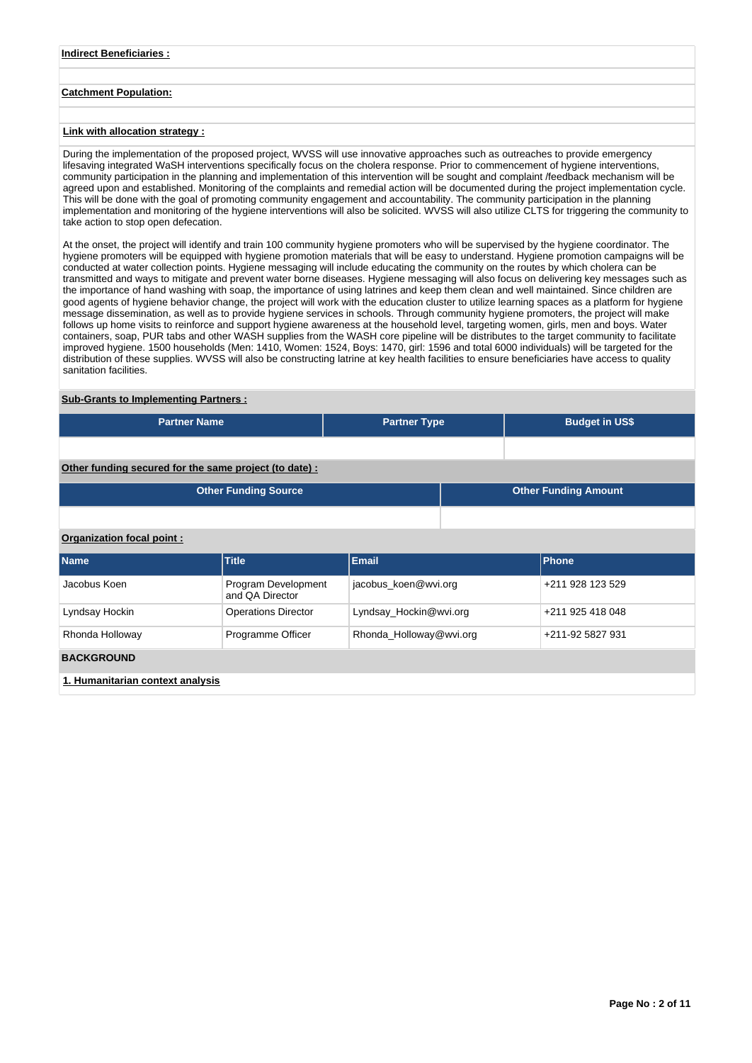**Indirect Beneficiaries :**

**Catchment Population:**

**Link with allocation strategy :**

During the implementation of the proposed project, WVSS will use innovative approaches such as outreaches to provide emergency lifesaving integrated WaSH interventions specifically focus on the cholera response. Prior to commencement of hygiene interventions, community participation in the planning and implementation of this intervention will be sought and complaint /feedback mechanism will be agreed upon and established. Monitoring of the complaints and remedial action will be documented during the project implementation cycle. This will be done with the goal of promoting community engagement and accountability. The community participation in the planning implementation and monitoring of the hygiene interventions will also be solicited. WVSS will also utilize CLTS for triggering the community to take action to stop open defecation.

At the onset, the project will identify and train 100 community hygiene promoters who will be supervised by the hygiene coordinator. The hygiene promoters will be equipped with hygiene promotion materials that will be easy to understand. Hygiene promotion campaigns will be conducted at water collection points. Hygiene messaging will include educating the community on the routes by which cholera can be transmitted and ways to mitigate and prevent water borne diseases. Hygiene messaging will also focus on delivering key messages such as the importance of hand washing with soap, the importance of using latrines and keep them clean and well maintained. Since children are good agents of hygiene behavior change, the project will work with the education cluster to utilize learning spaces as a platform for hygiene message dissemination, as well as to provide hygiene services in schools. Through community hygiene promoters, the project will make follows up home visits to reinforce and support hygiene awareness at the household level, targeting women, girls, men and boys. Water containers, soap, PUR tabs and other WASH supplies from the WASH core pipeline will be distributes to the target community to facilitate improved hygiene. 1500 households (Men: 1410, Women: 1524, Boys: 1470, girl: 1596 and total 6000 individuals) will be targeted for the distribution of these supplies. WVSS will also be constructing latrine at key health facilities to ensure beneficiaries have access to quality sanitation facilities.

**Sub-Grants to Implementing Partners :**

| Partner Name | Partner Type | Budget in US$ |
|---|---|---|
| | | |

**Other funding secured for the same project (to date) :**

| Other Funding Source | Other Funding Amount |
|---|---|
| | |

**Organization focal point :**

| Name | Title | Email | Phone |
|---|---|---|---|
| Jacobus Koen | Program Development and QA Director | jacobus_koen@wvi.org | +211 928 123 529 |
| Lyndsay Hockin | Operations Director | Lyndsay_Hockin@wvi.org | +211 925 418 048 |
| Rhonda Holloway | Programme Officer | Rhonda_Holloway@wvi.org | +211-92 5827 931 |

## BACKGROUND

### 1. Humanitarian context analysis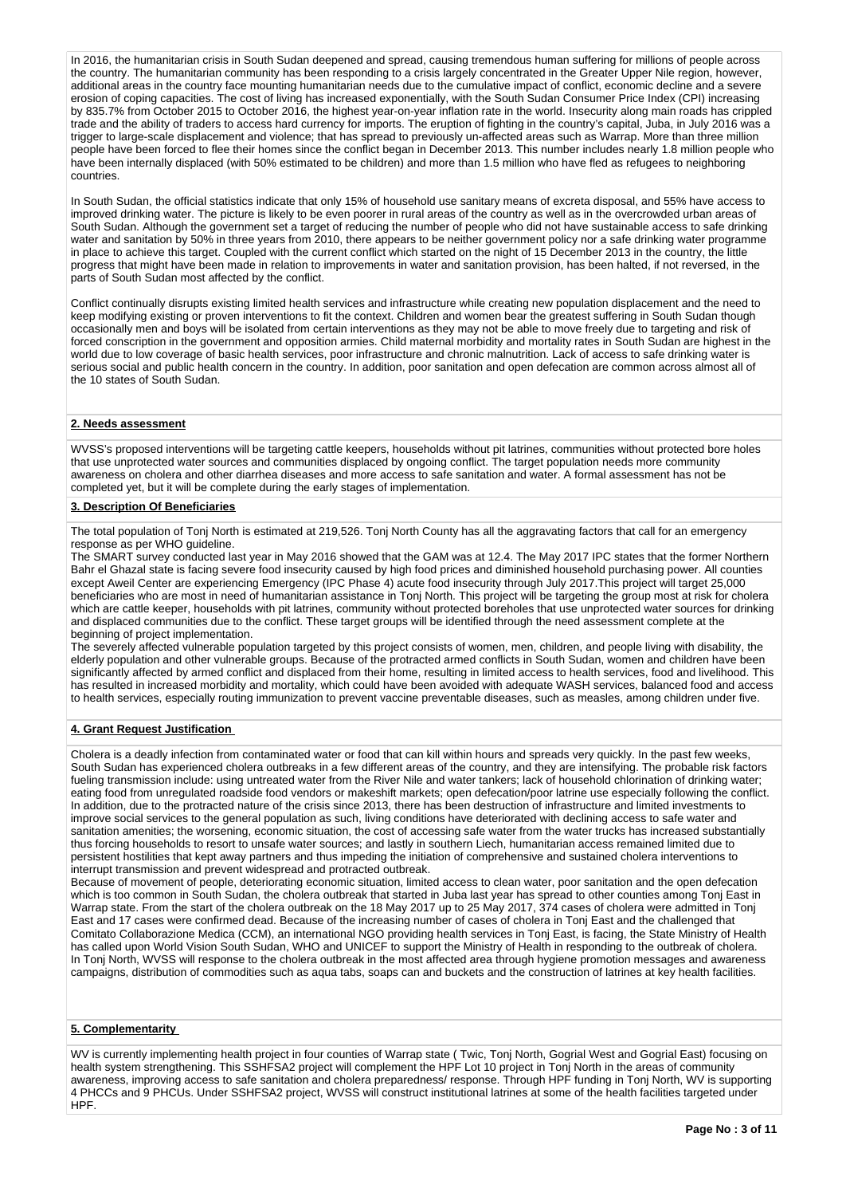In 2016, the humanitarian crisis in South Sudan deepened and spread, causing tremendous human suffering for millions of people across the country. The humanitarian community has been responding to a crisis largely concentrated in the Greater Upper Nile region, however, additional areas in the country face mounting humanitarian needs due to the cumulative impact of conflict, economic decline and a severe erosion of coping capacities. The cost of living has increased exponentially, with the South Sudan Consumer Price Index (CPI) increasing by 835.7% from October 2015 to October 2016, the highest year-on-year inflation rate in the world. Insecurity along main roads has crippled trade and the ability of traders to access hard currency for imports. The eruption of fighting in the country's capital, Juba, in July 2016 was a trigger to large-scale displacement and violence; that has spread to previously un-affected areas such as Warrap. More than three million people have been forced to flee their homes since the conflict began in December 2013. This number includes nearly 1.8 million people who have been internally displaced (with 50% estimated to be children) and more than 1.5 million who have fled as refugees to neighboring countries.

In South Sudan, the official statistics indicate that only 15% of household use sanitary means of excreta disposal, and 55% have access to improved drinking water. The picture is likely to be even poorer in rural areas of the country as well as in the overcrowded urban areas of South Sudan. Although the government set a target of reducing the number of people who did not have sustainable access to safe drinking water and sanitation by 50% in three years from 2010, there appears to be neither government policy nor a safe drinking water programme in place to achieve this target. Coupled with the current conflict which started on the night of 15 December 2013 in the country, the little progress that might have been made in relation to improvements in water and sanitation provision, has been halted, if not reversed, in the parts of South Sudan most affected by the conflict.

Conflict continually disrupts existing limited health services and infrastructure while creating new population displacement and the need to keep modifying existing or proven interventions to fit the context. Children and women bear the greatest suffering in South Sudan though occasionally men and boys will be isolated from certain interventions as they may not be able to move freely due to targeting and risk of forced conscription in the government and opposition armies. Child maternal morbidity and mortality rates in South Sudan are highest in the world due to low coverage of basic health services, poor infrastructure and chronic malnutrition. Lack of access to safe drinking water is serious social and public health concern in the country. In addition, poor sanitation and open defecation are common across almost all of the 10 states of South Sudan.

## 2. Needs assessment

WVSS's proposed interventions will be targeting cattle keepers, households without pit latrines, communities without protected bore holes that use unprotected water sources and communities displaced by ongoing conflict. The target population needs more community awareness on cholera and other diarrhea diseases and more access to safe sanitation and water. A formal assessment has not be completed yet, but it will be complete during the early stages of implementation.

## 3. Description Of Beneficiaries

The total population of Tonj North is estimated at 219,526. Tonj North County has all the aggravating factors that call for an emergency response as per WHO guideline.
The SMART survey conducted last year in May 2016 showed that the GAM was at 12.4. The May 2017 IPC states that the former Northern Bahr el Ghazal state is facing severe food insecurity caused by high food prices and diminished household purchasing power. All counties except Aweil Center are experiencing Emergency (IPC Phase 4) acute food insecurity through July 2017.This project will target 25,000 beneficiaries who are most in need of humanitarian assistance in Tonj North. This project will be targeting the group most at risk for cholera which are cattle keeper, households with pit latrines, community without protected boreholes that use unprotected water sources for drinking and displaced communities due to the conflict. These target groups will be identified through the need assessment complete at the beginning of project implementation.
The severely affected vulnerable population targeted by this project consists of women, men, children, and people living with disability, the elderly population and other vulnerable groups. Because of the protracted armed conflicts in South Sudan, women and children have been significantly affected by armed conflict and displaced from their home, resulting in limited access to health services, food and livelihood. This has resulted in increased morbidity and mortality, which could have been avoided with adequate WASH services, balanced food and access to health services, especially routing immunization to prevent vaccine preventable diseases, such as measles, among children under five.

## 4. Grant Request Justification

Cholera is a deadly infection from contaminated water or food that can kill within hours and spreads very quickly. In the past few weeks, South Sudan has experienced cholera outbreaks in a few different areas of the country, and they are intensifying. The probable risk factors fueling transmission include: using untreated water from the River Nile and water tankers; lack of household chlorination of drinking water; eating food from unregulated roadside food vendors or makeshift markets; open defecation/poor latrine use especially following the conflict. In addition, due to the protracted nature of the crisis since 2013, there has been destruction of infrastructure and limited investments to improve social services to the general population as such, living conditions have deteriorated with declining access to safe water and sanitation amenities; the worsening, economic situation, the cost of accessing safe water from the water trucks has increased substantially thus forcing households to resort to unsafe water sources; and lastly in southern Liech, humanitarian access remained limited due to persistent hostilities that kept away partners and thus impeding the initiation of comprehensive and sustained cholera interventions to interrupt transmission and prevent widespread and protracted outbreak.
Because of movement of people, deteriorating economic situation, limited access to clean water, poor sanitation and the open defecation which is too common in South Sudan, the cholera outbreak that started in Juba last year has spread to other counties among Tonj East in Warrap state. From the start of the cholera outbreak on the 18 May 2017 up to 25 May 2017, 374 cases of cholera were admitted in Tonj East and 17 cases were confirmed dead. Because of the increasing number of cases of cholera in Tonj East and the challenged that Comitato Collaborazione Medica (CCM), an international NGO providing health services in Tonj East, is facing, the State Ministry of Health has called upon World Vision South Sudan, WHO and UNICEF to support the Ministry of Health in responding to the outbreak of cholera. In Tonj North, WVSS will response to the cholera outbreak in the most affected area through hygiene promotion messages and awareness campaigns, distribution of commodities such as aqua tabs, soaps can and buckets and the construction of latrines at key health facilities.

## 5. Complementarity

WV is currently implementing health project in four counties of Warrap state ( Twic, Tonj North, Gogrial West and Gogrial East) focusing on health system strengthening. This SSHFSA2 project will complement the HPF Lot 10 project in Tonj North in the areas of community awareness, improving access to safe sanitation and cholera preparedness/ response. Through HPF funding in Tonj North, WV is supporting 4 PHCCs and 9 PHCUs. Under SSHFSA2 project, WVSS will construct institutional latrines at some of the health facilities targeted under HPF.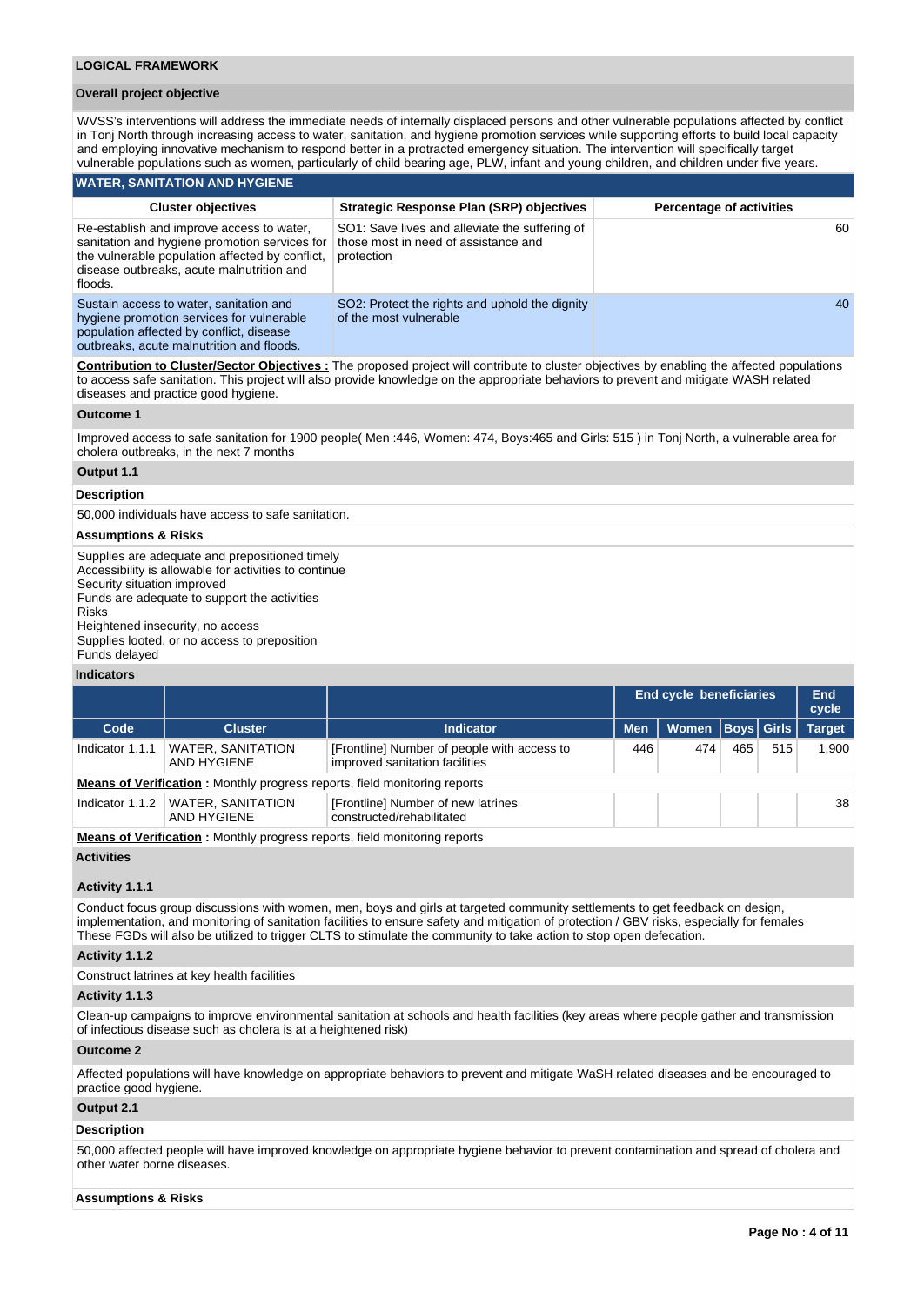## LOGICAL FRAMEWORK

### Overall project objective

WVSS's interventions will address the immediate needs of internally displaced persons and other vulnerable populations affected by conflict in Tonj North through increasing access to water, sanitation, and hygiene promotion services while supporting efforts to build local capacity and employing innovative mechanism to respond better in a protracted emergency situation. The intervention will specifically target vulnerable populations such as women, particularly of child bearing age, PLW, infant and young children, and children under five years.

### WATER, SANITATION AND HYGIENE

| Cluster objectives | Strategic Response Plan (SRP) objectives | Percentage of activities |
|---|---|---|
| Re-establish and improve access to water, sanitation and hygiene promotion services for the vulnerable population affected by conflict, disease outbreaks, acute malnutrition and floods. | SO1: Save lives and alleviate the suffering of those most in need of assistance and protection | 60 |
| Sustain access to water, sanitation and hygiene promotion services for vulnerable population affected by conflict, disease outbreaks, acute malnutrition and floods. | SO2: Protect the rights and uphold the dignity of the most vulnerable | 40 |

**Contribution to Cluster/Sector Objectives :** The proposed project will contribute to cluster objectives by enabling the affected populations to access safe sanitation. This project will also provide knowledge on the appropriate behaviors to prevent and mitigate WASH related diseases and practice good hygiene.

**Outcome 1**

Improved access to safe sanitation for 1900 people( Men :446, Women: 474, Boys:465 and Girls: 515 ) in Tonj North, a vulnerable area for cholera outbreaks, in the next 7 months

**Output 1.1**

**Description**

50,000 individuals have access to safe sanitation.

**Assumptions & Risks**

Supplies are adequate and prepositioned timely
Accessibility is allowable for activities to continue
Security situation improved
Funds are adequate to support the activities
Risks
Heightened insecurity, no access
Supplies looted, or no access to preposition
Funds delayed

**Indicators**

| | | | End cycle beneficiaries | | | | End cycle |
|---|---|---|---|---|---|---|---|
| Code | Cluster | Indicator | Men | Women | Boys | Girls | Target |
| Indicator 1.1.1 | WATER, SANITATION AND HYGIENE | [Frontline] Number of people with access to improved sanitation facilities | 446 | 474 | 465 | 515 | 1,900 |
| **Means of Verification :** Monthly progress reports, field monitoring reports | | | | | | | |
| Indicator 1.1.2 | WATER, SANITATION AND HYGIENE | [Frontline] Number of new latrines constructed/rehabilitated | | | | | 38 |
| **Means of Verification :** Monthly progress reports, field monitoring reports | | | | | | | |

**Activities**

**Activity 1.1.1**

Conduct focus group discussions with women, men, boys and girls at targeted community settlements to get feedback on design, implementation, and monitoring of sanitation facilities to ensure safety and mitigation of protection / GBV risks, especially for females
These FGDs will also be utilized to trigger CLTS to stimulate the community to take action to stop open defecation.

**Activity 1.1.2**

Construct latrines at key health facilities

**Activity 1.1.3**

Clean-up campaigns to improve environmental sanitation at schools and health facilities (key areas where people gather and transmission of infectious disease such as cholera is at a heightened risk)

**Outcome 2**

Affected populations will have knowledge on appropriate behaviors to prevent and mitigate WaSH related diseases and be encouraged to practice good hygiene.

**Output 2.1**

**Description**

50,000 affected people will have improved knowledge on appropriate hygiene behavior to prevent contamination and spread of cholera and other water borne diseases.

**Assumptions & Risks**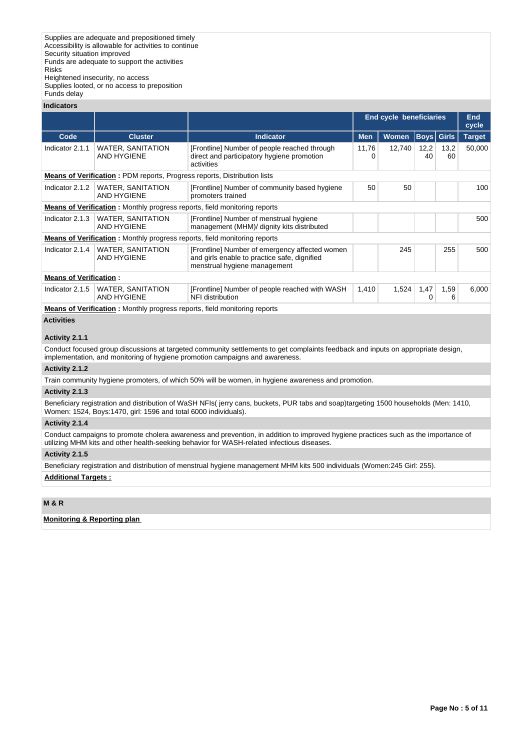Supplies are adequate and prepositioned timely
Accessibility is allowable for activities to continue
Security situation improved
Funds are adequate to support the activities
Risks
Heightened insecurity, no access
Supplies looted, or no access to preposition
Funds delay

**Indicators**

| | | | End cycle beneficiaries | | | | End cycle |
|---|---|---|---|---|---|---|---|
| **Code** | **Cluster** | **Indicator** | **Men** | **Women** | **Boys** | **Girls** | **Target** |
| Indicator 2.1.1 | WATER, SANITATION AND HYGIENE | [Frontline] Number of people reached through direct and participatory hygiene promotion activities | 11,760 | 12,740 | 12,240 | 13,260 | 50,000 |
| **Means of Verification :** PDM reports, Progress reports, Distribution lists | | | | | | | |
| Indicator 2.1.2 | WATER, SANITATION AND HYGIENE | [Frontline] Number of community based hygiene promoters trained | 50 | 50 | | | 100 |
| **Means of Verification :** Monthly progress reports, field monitoring reports | | | | | | | |
| Indicator 2.1.3 | WATER, SANITATION AND HYGIENE | [Frontline] Number of menstrual hygiene management (MHM)/ dignity kits distributed | | | | | 500 |
| **Means of Verification :** Monthly progress reports, field monitoring reports | | | | | | | |
| Indicator 2.1.4 | WATER, SANITATION AND HYGIENE | [Frontline] Number of emergency affected women and girls enable to practice safe, dignified menstrual hygiene management | | 245 | | 255 | 500 |
| **Means of Verification :** | | | | | | | |
| Indicator 2.1.5 | WATER, SANITATION AND HYGIENE | [Frontline] Number of people reached with WASH NFI distribution | 1,410 | 1,524 | 1,470 | 1,596 | 6,000 |
| **Means of Verification :** Monthly progress reports, field monitoring reports | | | | | | | |

**Activities**

**Activity 2.1.1**

Conduct focused group discussions at targeted community settlements to get complaints feedback and inputs on appropriate design, implementation, and monitoring of hygiene promotion campaigns and awareness.

**Activity 2.1.2**

Train community hygiene promoters, of which 50% will be women, in hygiene awareness and promotion.

**Activity 2.1.3**

Beneficiary registration and distribution of WaSH NFIs( jerry cans, buckets, PUR tabs and soap)targeting 1500 households (Men: 1410, Women: 1524, Boys:1470, girl: 1596 and total 6000 individuals).

**Activity 2.1.4**

Conduct campaigns to promote cholera awareness and prevention, in addition to improved hygiene practices such as the importance of utilizing MHM kits and other health-seeking behavior for WASH-related infectious diseases.

**Activity 2.1.5**

Beneficiary registration and distribution of menstrual hygiene management MHM kits 500 individuals (Women:245 Girl: 255).

**Additional Targets :**

**M & R**

**Monitoring & Reporting plan**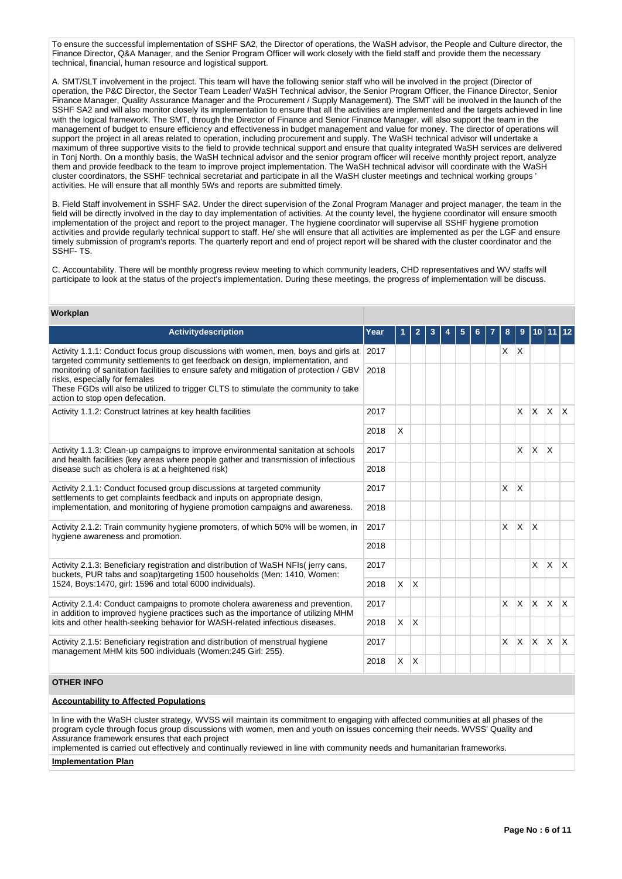To ensure the successful implementation of SSHF SA2, the Director of operations, the WaSH advisor, the People and Culture director, the Finance Director, Q&A Manager, and the Senior Program Officer will work closely with the field staff and provide them the necessary technical, financial, human resource and logistical support.

A. SMT/SLT involvement in the project. This team will have the following senior staff who will be involved in the project (Director of operation, the P&C Director, the Sector Team Leader/ WaSH Technical advisor, the Senior Program Officer, the Finance Director, Senior Finance Manager, Quality Assurance Manager and the Procurement / Supply Management). The SMT will be involved in the launch of the SSHF SA2 and will also monitor closely its implementation to ensure that all the activities are implemented and the targets achieved in line with the logical framework. The SMT, through the Director of Finance and Senior Finance Manager, will also support the team in the management of budget to ensure efficiency and effectiveness in budget management and value for money. The director of operations will support the project in all areas related to operation, including procurement and supply. The WaSH technical advisor will undertake a maximum of three supportive visits to the field to provide technical support and ensure that quality integrated WaSH services are delivered in Tonj North. On a monthly basis, the WaSH technical advisor and the senior program officer will receive monthly project report, analyze them and provide feedback to the team to improve project implementation. The WaSH technical advisor will coordinate with the WaSH cluster coordinators, the SSHF technical secretariat and participate in all the WaSH cluster meetings and technical working groups ' activities. He will ensure that all monthly 5Ws and reports are submitted timely.

B. Field Staff involvement in SSHF SA2. Under the direct supervision of the Zonal Program Manager and project manager, the team in the field will be directly involved in the day to day implementation of activities. At the county level, the hygiene coordinator will ensure smooth implementation of the project and report to the project manager. The hygiene coordinator will supervise all SSHF hygiene promotion activities and provide regularly technical support to staff. He/ she will ensure that all activities are implemented as per the LGF and ensure timely submission of program's reports. The quarterly report and end of project report will be shared with the cluster coordinator and the SSHF- TS.

C. Accountability. There will be monthly progress review meeting to which community leaders, CHD representatives and WV staffs will participate to look at the status of the project's implementation. During these meetings, the progress of implementation will be discuss.

**Workplan**

| Activitydescription | Year | 1 | 2 | 3 | 4 | 5 | 6 | 7 | 8 | 9 | 10 | 11 | 12 |
|---|---|---|---|---|---|---|---|---|---|---|---|---|---|
| Activity 1.1.1: Conduct focus group discussions with women, men, boys and girls at targeted community settlements to get feedback on design, implementation, and monitoring of sanitation facilities to ensure safety and mitigation of protection / GBV risks, especially for females<br>These FGDs will also be utilized to trigger CLTS to stimulate the community to take action to stop open defecation. | 2017 | | | | | | | | X | X | | | |
| | 2018 | | | | | | | | | | | | |
| Activity 1.1.2: Construct latrines at key health facilities | 2017 | | | | | | | | | X | X | X | X |
| | 2018 | X | | | | | | | | | | | |
| Activity 1.1.3: Clean-up campaigns to improve environmental sanitation at schools and health facilities (key areas where people gather and transmission of infectious disease such as cholera is at a heightened risk) | 2017 | | | | | | | | | X | X | X | |
| | 2018 | | | | | | | | | | | | |
| Activity 2.1.1: Conduct focused group discussions at targeted community settlements to get complaints feedback and inputs on appropriate design, implementation, and monitoring of hygiene promotion campaigns and awareness. | 2017 | | | | | | | | X | X | | | |
| | 2018 | | | | | | | | | | | | |
| Activity 2.1.2: Train community hygiene promoters, of which 50% will be women, in hygiene awareness and promotion. | 2017 | | | | | | | | X | X | X | | |
| | 2018 | | | | | | | | | | | | |
| Activity 2.1.3: Beneficiary registration and distribution of WaSH NFIs( jerry cans, buckets, PUR tabs and soap)targeting 1500 households (Men: 1410, Women: 1524, Boys:1470, girl: 1596 and total 6000 individuals). | 2017 | | | | | | | | | | X | X | X |
| | 2018 | X | X | | | | | | | | | | |
| Activity 2.1.4: Conduct campaigns to promote cholera awareness and prevention, in addition to improved hygiene practices such as the importance of utilizing MHM kits and other health-seeking behavior for WASH-related infectious diseases. | 2017 | | | | | | | | X | X | X | X | X |
| | 2018 | X | X | | | | | | | | | | |
| Activity 2.1.5: Beneficiary registration and distribution of menstrual hygiene management MHM kits 500 individuals (Women:245 Girl: 255). | 2017 | | | | | | | | X | X | X | X | X |
| | 2018 | X | X | | | | | | | | | | |

**OTHER INFO**

**Accountability to Affected Populations**

In line with the WaSH cluster strategy, WVSS will maintain its commitment to engaging with affected communities at all phases of the program cycle through focus group discussions with women, men and youth on issues concerning their needs. WVSS' Quality and Assurance framework ensures that each project
implemented is carried out effectively and continually reviewed in line with community needs and humanitarian frameworks.

**Implementation Plan**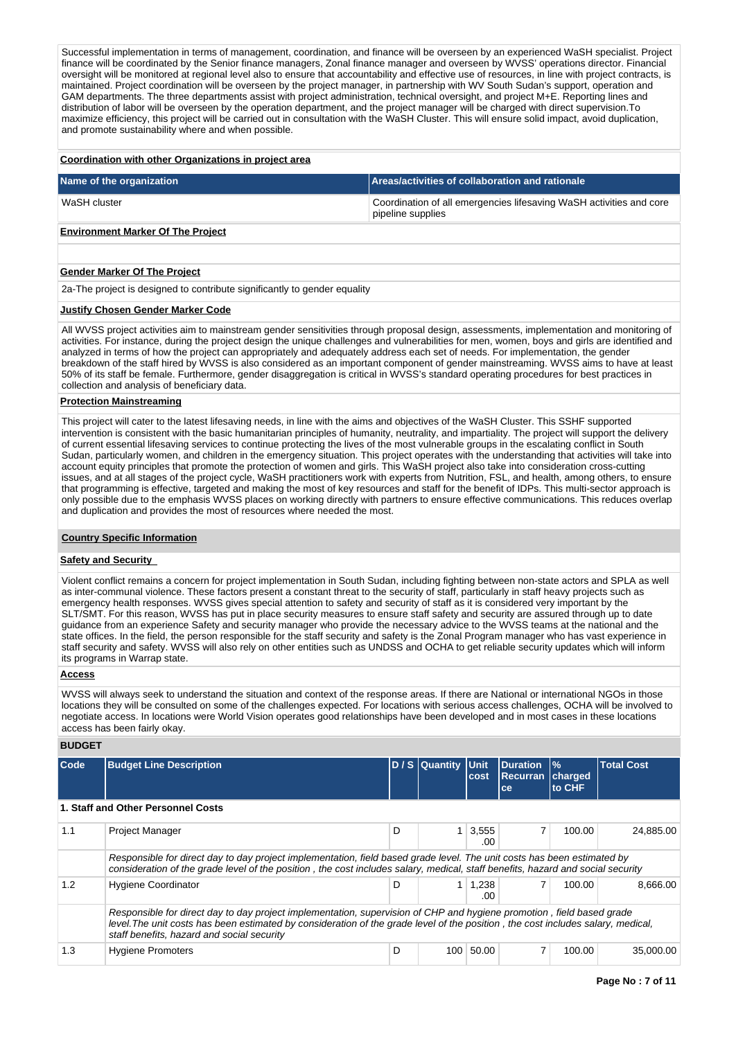Successful implementation in terms of management, coordination, and finance will be overseen by an experienced WaSH specialist. Project finance will be coordinated by the Senior finance managers, Zonal finance manager and overseen by WVSS' operations director. Financial oversight will be monitored at regional level also to ensure that accountability and effective use of resources, in line with project contracts, is maintained. Project coordination will be overseen by the project manager, in partnership with WV South Sudan's support, operation and GAM departments. The three departments assist with project administration, technical oversight, and project M+E. Reporting lines and distribution of labor will be overseen by the operation department, and the project manager will be charged with direct supervision.To maximize efficiency, this project will be carried out in consultation with the WaSH Cluster. This will ensure solid impact, avoid duplication, and promote sustainability where and when possible.

**Coordination with other Organizations in project area**

| Name of the organization | Areas/activities of collaboration and rationale |
|---|---|
| WaSH cluster | Coordination of all emergencies lifesaving WaSH activities and core pipeline supplies |

**Environment Marker Of The Project**

**Gender Marker Of The Project**

2a-The project is designed to contribute significantly to gender equality

**Justify Chosen Gender Marker Code**

All WVSS project activities aim to mainstream gender sensitivities through proposal design, assessments, implementation and monitoring of activities. For instance, during the project design the unique challenges and vulnerabilities for men, women, boys and girls are identified and analyzed in terms of how the project can appropriately and adequately address each set of needs. For implementation, the gender breakdown of the staff hired by WVSS is also considered as an important component of gender mainstreaming. WVSS aims to have at least 50% of its staff be female. Furthermore, gender disaggregation is critical in WVSS's standard operating procedures for best practices in collection and analysis of beneficiary data.

**Protection Mainstreaming**

This project will cater to the latest lifesaving needs, in line with the aims and objectives of the WaSH Cluster. This SSHF supported intervention is consistent with the basic humanitarian principles of humanity, neutrality, and impartiality. The project will support the delivery of current essential lifesaving services to continue protecting the lives of the most vulnerable groups in the escalating conflict in South Sudan, particularly women, and children in the emergency situation. This project operates with the understanding that activities will take into account equity principles that promote the protection of women and girls. This WaSH project also take into consideration cross-cutting issues, and at all stages of the project cycle, WaSH practitioners work with experts from Nutrition, FSL, and health, among others, to ensure that programming is effective, targeted and making the most of key resources and staff for the benefit of IDPs. This multi-sector approach is only possible due to the emphasis WVSS places on working directly with partners to ensure effective communications. This reduces overlap and duplication and provides the most of resources where needed the most.

**Country Specific Information**

**Safety and Security**

Violent conflict remains a concern for project implementation in South Sudan, including fighting between non-state actors and SPLA as well as inter-communal violence. These factors present a constant threat to the security of staff, particularly in staff heavy projects such as emergency health responses. WVSS gives special attention to safety and security of staff as it is considered very important by the SLT/SMT. For this reason, WVSS has put in place security measures to ensure staff safety and security are assured through up to date guidance from an experience Safety and security manager who provide the necessary advice to the WVSS teams at the national and the state offices. In the field, the person responsible for the staff security and safety is the Zonal Program manager who has vast experience in staff security and safety. WVSS will also rely on other entities such as UNDSS and OCHA to get reliable security updates which will inform its programs in Warrap state.

**Access**

WVSS will always seek to understand the situation and context of the response areas. If there are National or international NGOs in those locations they will be consulted on some of the challenges expected. For locations with serious access challenges, OCHA will be involved to negotiate access. In locations were World Vision operates good relationships have been developed and in most cases in these locations access has been fairly okay.

**BUDGET**

| Code | Budget Line Description | D / S | Quantity | Unit cost | Duration Recurrance | % charged to CHF | Total Cost |
|---|---|---|---|---|---|---|---|
| **1. Staff and Other Personnel Costs** | | | | | | | |
| 1.1 | Project Manager | D | 1 | 3,555.00 | 7 | 100.00 | 24,885.00 |
| | *Responsible for direct day to day project implementation, field based grade level. The unit costs has been estimated by consideration of the grade level of the position , the cost includes salary, medical, staff benefits, hazard and social security* | | | | | | |
| 1.2 | Hygiene Coordinator | D | 1 | 1,238.00 | 7 | 100.00 | 8,666.00 |
| | *Responsible for direct day to day project implementation, supervision of CHP and hygiene promotion , field based grade level.The unit costs has been estimated by consideration of the grade level of the position , the cost includes salary, medical, staff benefits, hazard and social security* | | | | | | |
| 1.3 | Hygiene Promoters | D | 100 | 50.00 | 7 | 100.00 | 35,000.00 |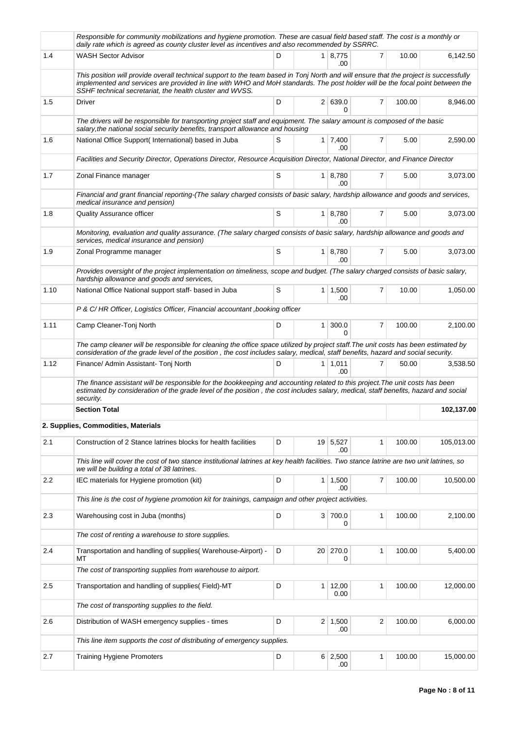| | | | | | | | |
|---|---|---|---|---|---|---|---|
| | *Responsible for community mobilizations and hygiene promotion. These are casual field based staff. The cost is a monthly or daily rate which is agreed as county cluster level as incentives and also recommended by SSRRC.* | | | | | | |
| 1.4 | WASH Sector Advisor | D | 1 | 8,775.00 | 7 | 10.00 | 6,142.50 |
| | *This position will provide overall technical support to the team based in Tonj North and will ensure that the project is successfully implemented and services are provided in line with WHO and MoH standards. The post holder will be the focal point between the SSHF technical secretariat, the health cluster and WVSS.* | | | | | | |
| 1.5 | Driver | D | 2 | 639.00 | 7 | 100.00 | 8,946.00 |
| | *The drivers will be responsible for transporting project staff and equipment. The salary amount is composed of the basic salary,the national social security benefits, transport allowance and housing* | | | | | | |
| 1.6 | National Office Support( International) based in Juba | S | 1 | 7,400.00 | 7 | 5.00 | 2,590.00 |
| | *Facilities and Security Director, Operations Director, Resource Acquisition Director, National Director, and Finance Director* | | | | | | |
| 1.7 | Zonal Finance manager | S | 1 | 8,780.00 | 7 | 5.00 | 3,073.00 |
| | *Financial and grant financial reporting-(The salary charged consists of basic salary, hardship allowance and goods and services, medical insurance and pension)* | | | | | | |
| 1.8 | Quality Assurance officer | S | 1 | 8,780.00 | 7 | 5.00 | 3,073.00 |
| | *Monitoring, evaluation and quality assurance. (The salary charged consists of basic salary, hardship allowance and goods and services, medical insurance and pension)* | | | | | | |
| 1.9 | Zonal Programme manager | S | 1 | 8,780.00 | 7 | 5.00 | 3,073.00 |
| | *Provides oversight of the project implementation on timeliness, scope and budget. (The salary charged consists of basic salary, hardship allowance and goods and services,* | | | | | | |
| 1.10 | National Office National support staff- based in Juba | S | 1 | 1,500.00 | 7 | 10.00 | 1,050.00 |
| | *P & C/ HR Officer, Logistics Officer, Financial accountant ,booking officer* | | | | | | |
| 1.11 | Camp Cleaner-Tonj North | D | 1 | 300.00 | 7 | 100.00 | 2,100.00 |
| | *The camp cleaner will be responsible for cleaning the office space utilized by project staff.The unit costs has been estimated by consideration of the grade level of the position , the cost includes salary, medical, staff benefits, hazard and social security.* | | | | | | |
| 1.12 | Finance/ Admin Assistant- Tonj North | D | 1 | 1,011.00 | 7 | 50.00 | 3,538.50 |
| | *The finance assistant will be responsible for the bookkeeping and accounting related to this project.The unit costs has been estimated by consideration of the grade level of the position , the cost includes salary, medical, staff benefits, hazard and social security.* | | | | | | |
| | **Section Total** | | | | | | **102,137.00** |
| **2. Supplies, Commodities, Materials** | | | | | | | |
| 2.1 | Construction of 2 Stance latrines blocks for health facilities | D | 19 | 5,527.00 | 1 | 100.00 | 105,013.00 |
| | *This line will cover the cost of two stance institutional latrines at key health facilities. Two stance latrine are two unit latrines, so we will be building a total of 38 latrines.* | | | | | | |
| 2.2 | IEC materials for Hygiene promotion (kit) | D | 1 | 1,500.00 | 7 | 100.00 | 10,500.00 |
| | *This line is the cost of hygiene promotion kit for trainings, campaign and other project activities.* | | | | | | |
| 2.3 | Warehousing cost in Juba (months) | D | 3 | 700.00 | 1 | 100.00 | 2,100.00 |
| | *The cost of renting a warehouse to store supplies.* | | | | | | |
| 2.4 | Transportation and handling of supplies( Warehouse-Airport) - MT | D | 20 | 270.00 | 1 | 100.00 | 5,400.00 |
| | *The cost of transporting supplies from warehouse to airport.* | | | | | | |
| 2.5 | Transportation and handling of supplies( Field)-MT | D | 1 | 12,000.00 | 1 | 100.00 | 12,000.00 |
| | *The cost of transporting supplies to the field.* | | | | | | |
| 2.6 | Distribution of WASH emergency supplies - times | D | 2 | 1,500.00 | 2 | 100.00 | 6,000.00 |
| | *This line item supports the cost of distributing of emergency supplies.* | | | | | | |
| 2.7 | Training Hygiene Promoters | D | 6 | 2,500.00 | 1 | 100.00 | 15,000.00 |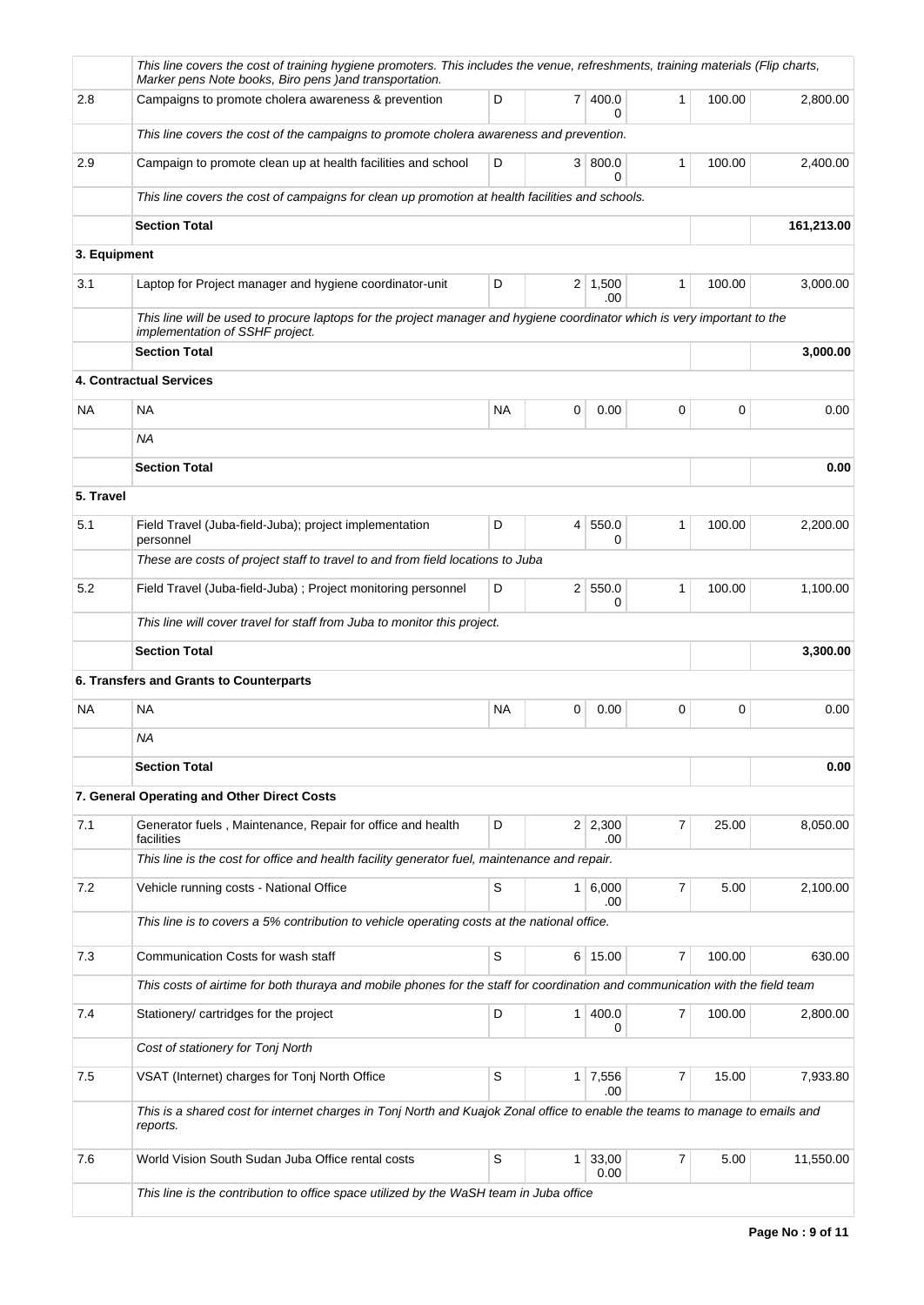| | | | | | | | |
|---|---|---|---|---|---|---|---|
| | *This line covers the cost of training hygiene promoters. This includes the venue, refreshments, training materials (Flip charts, Marker pens Note books, Biro pens )and transportation.* | | | | | | |
| 2.8 | Campaigns to promote cholera awareness & prevention | D | 7 | 400.00 | 1 | 100.00 | 2,800.00 |
| | *This line covers the cost of the campaigns to promote cholera awareness and prevention.* | | | | | | |
| 2.9 | Campaign to promote clean up at health facilities and school | D | 3 | 800.00 | 1 | 100.00 | 2,400.00 |
| | *This line covers the cost of campaigns for clean up promotion at health facilities and schools.* | | | | | | |
| | **Section Total** | | | | | | **161,213.00** |
| **3. Equipment** | | | | | | | |
| 3.1 | Laptop for Project manager and hygiene coordinator-unit | D | 2 | 1,500.00 | 1 | 100.00 | 3,000.00 |
| | *This line will be used to procure laptops for the project manager and hygiene coordinator which is very important to the implementation of SSHF project.* | | | | | | |
| | **Section Total** | | | | | | **3,000.00** |
| | **4. Contractual Services** | | | | | | |
| NA | NA | NA | 0 | 0.00 | 0 | 0 | 0.00 |
| | *NA* | | | | | | |
| | **Section Total** | | | | | | **0.00** |
| **5. Travel** | | | | | | | |
| 5.1 | Field Travel (Juba-field-Juba); project implementation personnel | D | 4 | 550.00 | 1 | 100.00 | 2,200.00 |
| | *These are costs of project staff to travel to and from field locations to Juba* | | | | | | |
| 5.2 | Field Travel (Juba-field-Juba) ; Project monitoring personnel | D | 2 | 550.00 | 1 | 100.00 | 1,100.00 |
| | *This line will cover travel for staff from Juba to monitor this project.* | | | | | | |
| | **Section Total** | | | | | | **3,300.00** |
| | **6. Transfers and Grants to Counterparts** | | | | | | |
| NA | NA | NA | 0 | 0.00 | 0 | 0 | 0.00 |
| | *NA* | | | | | | |
| | **Section Total** | | | | | | **0.00** |
| | **7. General Operating and Other Direct Costs** | | | | | | |
| 7.1 | Generator fuels , Maintenance, Repair for office and health facilities | D | 2 | 2,300.00 | 7 | 25.00 | 8,050.00 |
| | *This line is the cost for office and health facility generator fuel, maintenance and repair.* | | | | | | |
| 7.2 | Vehicle running costs - National Office | S | 1 | 6,000.00 | 7 | 5.00 | 2,100.00 |
| | *This line is to covers a 5% contribution to vehicle operating costs at the national office.* | | | | | | |
| 7.3 | Communication Costs for wash staff | S | 6 | 15.00 | 7 | 100.00 | 630.00 |
| | *This costs of airtime for both thuraya and mobile phones for the staff for coordination and communication with the field team* | | | | | | |
| 7.4 | Stationery/ cartridges for the project | D | 1 | 400.00 | 7 | 100.00 | 2,800.00 |
| | *Cost of stationery for Tonj North* | | | | | | |
| 7.5 | VSAT (Internet) charges for Tonj North Office | S | 1 | 7,556.00 | 7 | 15.00 | 7,933.80 |
| | *This is a shared cost for internet charges in Tonj North and Kuajok Zonal office to enable the teams to manage to emails and reports.* | | | | | | |
| 7.6 | World Vision South Sudan Juba Office rental costs | S | 1 | 33,000.00 | 7 | 5.00 | 11,550.00 |
| | *This line is the contribution to office space utilized by the WaSH team in Juba office* | | | | | | |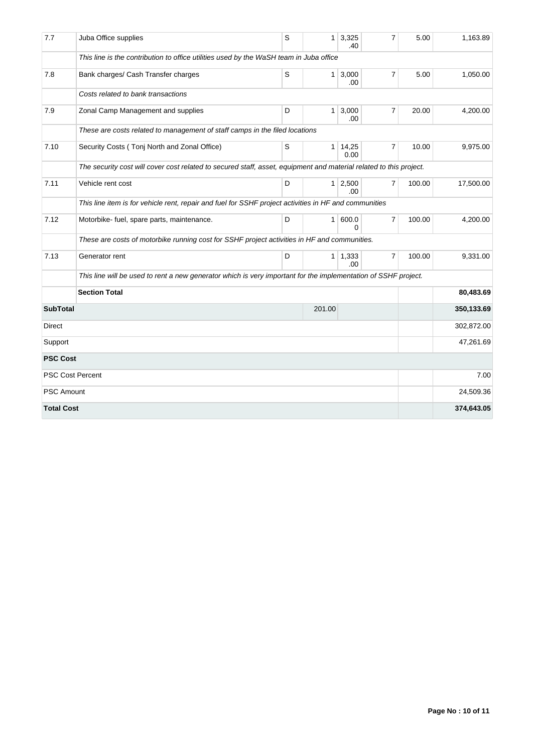| 7.7 | Juba Office supplies | S | 1 | 3,325.40 | 7 | 5.00 | 1,163.89 |
|---|---|---|---|---|---|---|---|
| | *This line is the contribution to office utilities used by the WaSH team in Juba office* | | | | | | |
| 7.8 | Bank charges/ Cash Transfer charges | S | 1 | 3,000.00 | 7 | 5.00 | 1,050.00 |
| | *Costs related to bank transactions* | | | | | | |
| 7.9 | Zonal Camp Management and supplies | D | 1 | 3,000.00 | 7 | 20.00 | 4,200.00 |
| | *These are costs related to management of staff camps in the filed locations* | | | | | | |
| 7.10 | Security Costs ( Tonj North and Zonal Office) | S | 1 | 14,250.00 | 7 | 10.00 | 9,975.00 |
| | *The security cost will cover cost related to secured staff, asset, equipment and material related to this project.* | | | | | | |
| 7.11 | Vehicle rent cost | D | 1 | 2,500.00 | 7 | 100.00 | 17,500.00 |
| | *This line item is for vehicle rent, repair and fuel for SSHF project activities in HF and communities* | | | | | | |
| 7.12 | Motorbike- fuel, spare parts, maintenance. | D | 1 | 600.00 | 7 | 100.00 | 4,200.00 |
| | *These are costs of motorbike running cost for SSHF project activities in HF and communities.* | | | | | | |
| 7.13 | Generator rent | D | 1 | 1,333.00 | 7 | 100.00 | 9,331.00 |
| | *This line will be used to rent a new generator which is very important for the implementation of SSHF project.* | | | | | | |
| | **Section Total** | | | | | | **80,483.69** |
| **SubTotal** | | | 201.00 | | | | **350,133.69** |
| Direct | | | | | | | 302,872.00 |
| Support | | | | | | | 47,261.69 |
| **PSC Cost** | | | | | | | |
| PSC Cost Percent | | | | | | | 7.00 |
| PSC Amount | | | | | | | 24,509.36 |
| **Total Cost** | | | | | | | **374,643.05** |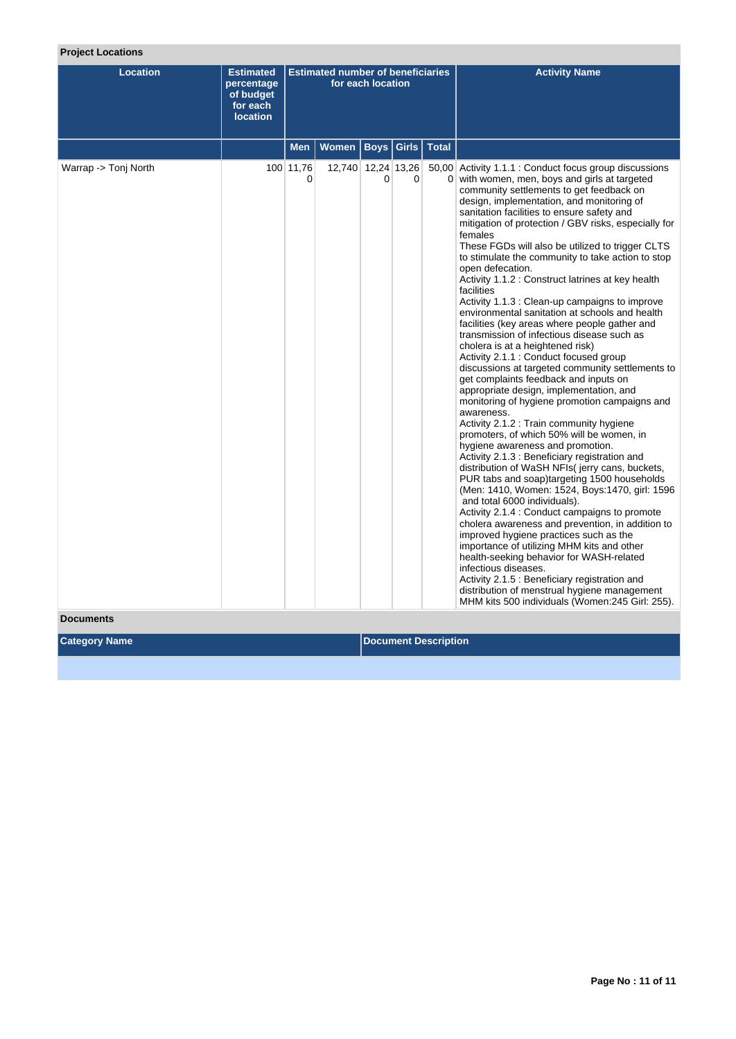**Project Locations**

| Location | Estimated percentage of budget for each location | Estimated number of beneficiaries for each location | | | | | Activity Name |
|---|---|---|---|---|---|---|---|
| | | Men | Women | Boys | Girls | Total | |
| Warrap -> Tonj North | 100 | 11,760 | 12,740 | 12,240 | 13,260 | 50,000 | Activity 1.1.1 : Conduct focus group discussions with women, men, boys and girls at targeted community settlements to get feedback on design, implementation, and monitoring of sanitation facilities to ensure safety and mitigation of protection / GBV risks, especially for females<br>These FGDs will also be utilized to trigger CLTS to stimulate the community to take action to stop open defecation.<br>Activity 1.1.2 : Construct latrines at key health facilities<br>Activity 1.1.3 : Clean-up campaigns to improve environmental sanitation at schools and health facilities (key areas where people gather and transmission of infectious disease such as cholera is at a heightened risk)<br>Activity 2.1.1 : Conduct focused group discussions at targeted community settlements to get complaints feedback and inputs on appropriate design, implementation, and monitoring of hygiene promotion campaigns and awareness.<br>Activity 2.1.2 : Train community hygiene promoters, of which 50% will be women, in hygiene awareness and promotion.<br>Activity 2.1.3 : Beneficiary registration and distribution of WaSH NFIs( jerry cans, buckets, PUR tabs and soap)targeting 1500 households (Men: 1410, Women: 1524, Boys:1470, girl: 1596 and total 6000 individuals).<br>Activity 2.1.4 : Conduct campaigns to promote cholera awareness and prevention, in addition to improved hygiene practices such as the importance of utilizing MHM kits and other health-seeking behavior for WASH-related infectious diseases.<br>Activity 2.1.5 : Beneficiary registration and distribution of menstrual hygiene management MHM kits 500 individuals (Women:245 Girl: 255). |

**Documents**

| Category Name | Document Description |
|---|---|
| | |